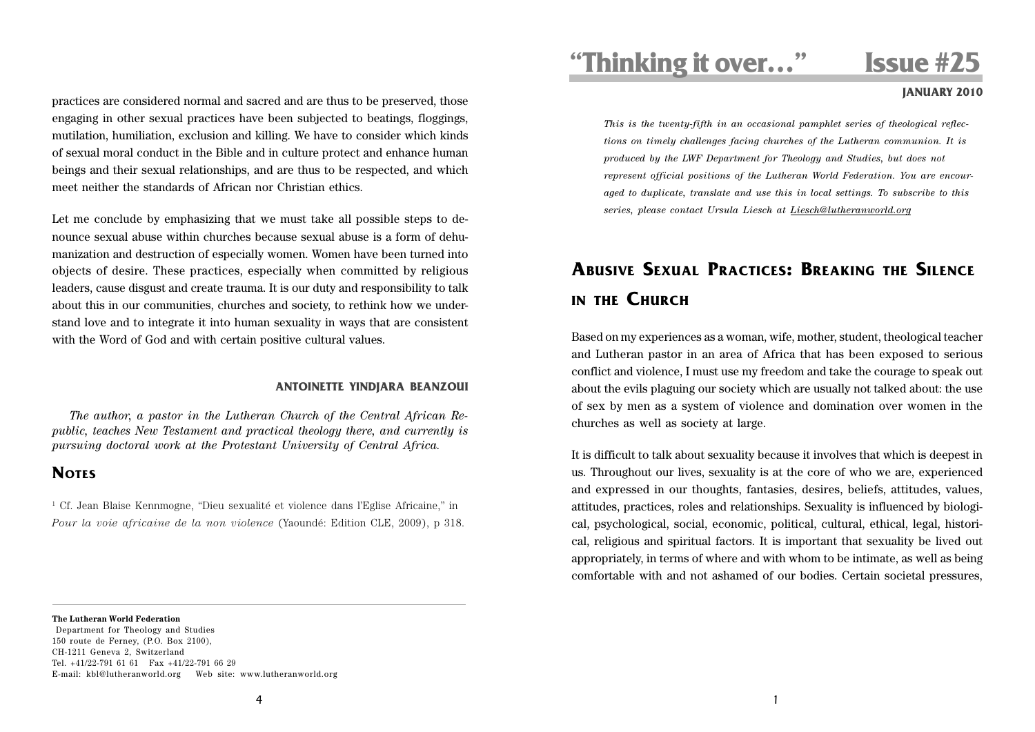practices are considered normal and sacred and are thus to be preserved, those engaging in other sexual practices have been subjected to beatings, floggings, mutilation, humiliation, exclusion and killing. We have to consider which kinds of sexual moral conduct in the Bible and in culture protect and enhance human beings and their sexual relationships, and are thus to be respected, and which meet neither the standards of African nor Christian ethics.

Let me conclude by emphasizing that we must take all possible steps to denounce sexual abuse within churches because sexual abuse is a form of dehumanization and destruction of especially women. Women have been turned into objects of desire. These practices, especially when committed by religious leaders, cause disgust and create trauma. It is our duty and responsibility to talk about this in our communities, churches and society, to rethink how we understand love and to integrate it into human sexuality in ways that are consistent with the Word of God and with certain positive cultural values.

**ANTOINETTE YINDJARA BEANZOUI**

*The author, a pastor in the Lutheran Church of the Central African Republic, teaches New Testament and practical theology there, and currently is pursuing doctoral work at the Protestant University of Central Africa.*

## Notes

[1] Cf. Jean Blaise Kennmogne, "Dieu sexualité et violence dans l'Eglise Africaine," in *Pour la voie africaine de la non violence* (Yaoundé: Edition CLE, 2009), p 318.

---

**The Lutheran World Federation**
Department for Theology and Studies
150 route de Ferney, (P.O. Box 2100),
CH-1211 Geneva 2, Switzerland
Tel. +41/22-791 61 61 Fax +41/22-791 66 29
E-mail: kbl@lutheranworld.org Web site: www.lutheranworld.org

# "Thinking it over…" Issue #25

**JANUARY 2010**

*This is the twenty-fifth in an occasional pamphlet series of theological reflections on timely challenges facing churches of the Lutheran communion. It is produced by the LWF Department for Theology and Studies, but does not represent official positions of the Lutheran World Federation. You are encouraged to duplicate, translate and use this in local settings. To subscribe to this series, please contact Ursula Liesch at Liesch@lutheranworld.org*

## Abusive Sexual Practices: Breaking the Silence in the Church

Based on my experiences as a woman, wife, mother, student, theological teacher and Lutheran pastor in an area of Africa that has been exposed to serious conflict and violence, I must use my freedom and take the courage to speak out about the evils plaguing our society which are usually not talked about: the use of sex by men as a system of violence and domination over women in the churches as well as society at large.

It is difficult to talk about sexuality because it involves that which is deepest in us. Throughout our lives, sexuality is at the core of who we are, experienced and expressed in our thoughts, fantasies, desires, beliefs, attitudes, values, attitudes, practices, roles and relationships. Sexuality is influenced by biological, psychological, social, economic, political, cultural, ethical, legal, historical, religious and spiritual factors. It is important that sexuality be lived out appropriately, in terms of where and with whom to be intimate, as well as being comfortable with and not ashamed of our bodies. Certain societal pressures,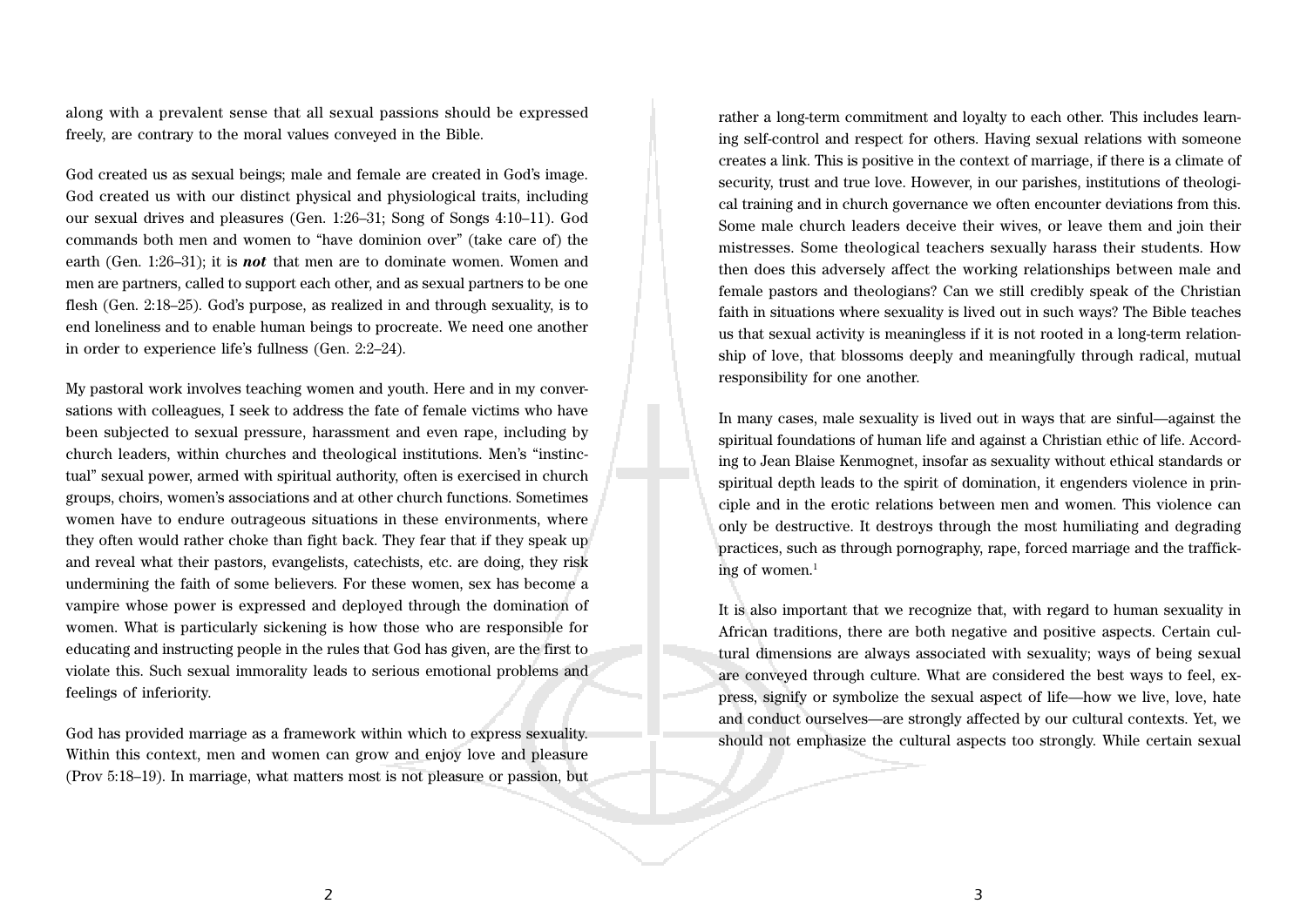along with a prevalent sense that all sexual passions should be expressed freely, are contrary to the moral values conveyed in the Bible.

God created us as sexual beings; male and female are created in God's image. God created us with our distinct physical and physiological traits, including our sexual drives and pleasures (Gen. 1:26–31; Song of Songs 4:10–11). God commands both men and women to "have dominion over" (take care of) the earth (Gen. 1:26–31); it is ***not*** that men are to dominate women. Women and men are partners, called to support each other, and as sexual partners to be one flesh (Gen. 2:18–25). God's purpose, as realized in and through sexuality, is to end loneliness and to enable human beings to procreate. We need one another in order to experience life's fullness (Gen. 2:2–24).

My pastoral work involves teaching women and youth. Here and in my conversations with colleagues, I seek to address the fate of female victims who have been subjected to sexual pressure, harassment and even rape, including by church leaders, within churches and theological institutions. Men's "instinctual" sexual power, armed with spiritual authority, often is exercised in church groups, choirs, women's associations and at other church functions. Sometimes women have to endure outrageous situations in these environments, where they often would rather choke than fight back. They fear that if they speak up and reveal what their pastors, evangelists, catechists, etc. are doing, they risk undermining the faith of some believers. For these women, sex has become a vampire whose power is expressed and deployed through the domination of women. What is particularly sickening is how those who are responsible for educating and instructing people in the rules that God has given, are the first to violate this. Such sexual immorality leads to serious emotional problems and feelings of inferiority.

God has provided marriage as a framework within which to express sexuality. Within this context, men and women can grow and enjoy love and pleasure (Prov 5:18–19). In marriage, what matters most is not pleasure or passion, but rather a long-term commitment and loyalty to each other. This includes learning self-control and respect for others. Having sexual relations with someone creates a link. This is positive in the context of marriage, if there is a climate of security, trust and true love. However, in our parishes, institutions of theological training and in church governance we often encounter deviations from this. Some male church leaders deceive their wives, or leave them and join their mistresses. Some theological teachers sexually harass their students. How then does this adversely affect the working relationships between male and female pastors and theologians? Can we still credibly speak of the Christian faith in situations where sexuality is lived out in such ways? The Bible teaches us that sexual activity is meaningless if it is not rooted in a long-term relationship of love, that blossoms deeply and meaningfully through radical, mutual responsibility for one another.

In many cases, male sexuality is lived out in ways that are sinful—against the spiritual foundations of human life and against a Christian ethic of life. According to Jean Blaise Kenmognet, insofar as sexuality without ethical standards or spiritual depth leads to the spirit of domination, it engenders violence in principle and in the erotic relations between men and women. This violence can only be destructive. It destroys through the most humiliating and degrading practices, such as through pornography, rape, forced marriage and the trafficking of women.[1]

It is also important that we recognize that, with regard to human sexuality in African traditions, there are both negative and positive aspects. Certain cultural dimensions are always associated with sexuality; ways of being sexual are conveyed through culture. What are considered the best ways to feel, express, signify or symbolize the sexual aspect of life—how we live, love, hate and conduct ourselves—are strongly affected by our cultural contexts. Yet, we should not emphasize the cultural aspects too strongly. While certain sexual